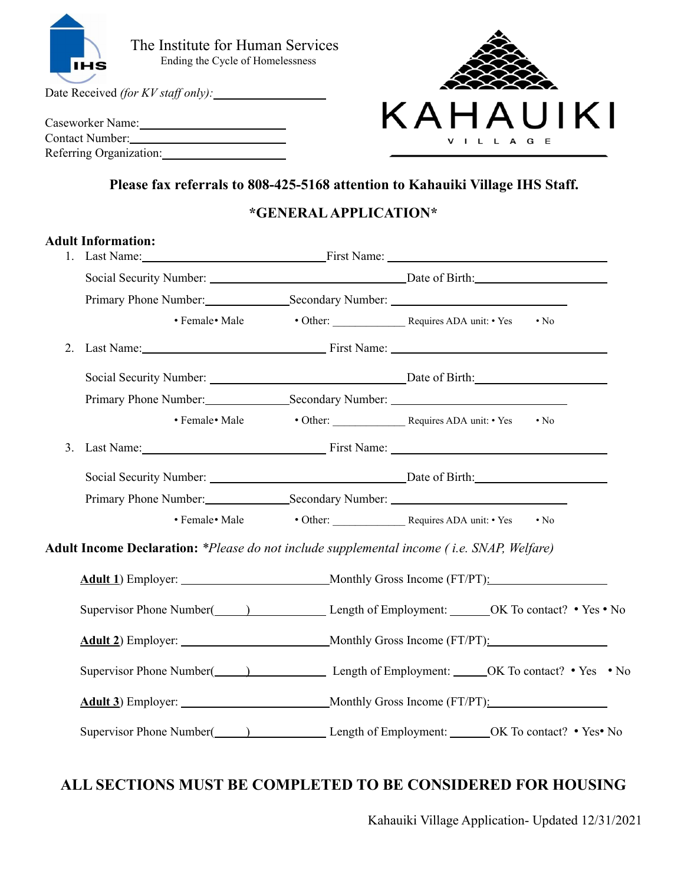The Institute for Human Services
Ending the Cycle of Homelessness

KAHAUIKI
VILLAGE

Date Received *(for KV staff only)*: ________________

Caseworker Name: ________________
Contact Number: ________________
Referring Organization: ________________

**Please fax referrals to 808-425-5168 attention to Kahauiki Village IHS Staff.**

## *GENERAL APPLICATION*

**Adult Information:**

1. Last Name: ________________ First Name: ________________

   Social Security Number: ________________ Date of Birth: ________________

   Primary Phone Number: ________________ Secondary Number: ________________

   • Female• Male • Other: ________ Requires ADA unit: • Yes • No

2. Last Name: ________________ First Name: ________________

   Social Security Number: ________________ Date of Birth: ________________

   Primary Phone Number: ________________ Secondary Number: ________________

   • Female• Male • Other: ________ Requires ADA unit: • Yes • No

3. Last Name: ________________ First Name: ________________

   Social Security Number: ________________ Date of Birth: ________________

   Primary Phone Number: ________________ Secondary Number: ________________

   • Female• Male • Other: ________ Requires ADA unit: • Yes • No

**Adult Income Declaration:** *\*Please do not include supplemental income ( i.e. SNAP, Welfare)*

**Adult 1**) Employer: ________________ Monthly Gross Income (FT/PT): ________________

Supervisor Phone Number(\_\_\_\_\_) ________ Length of Employment: ______ OK To contact? • Yes • No

**Adult 2**) Employer: ________________ Monthly Gross Income (FT/PT): ________________

Supervisor Phone Number(\_\_\_\_\_) ________ Length of Employment: ______ OK To contact? • Yes • No

**Adult 3**) Employer: ________________ Monthly Gross Income (FT/PT): ________________

Supervisor Phone Number(\_\_\_\_\_) ________ Length of Employment: ______ OK To contact? • Yes• No

**ALL SECTIONS MUST BE COMPLETED TO BE CONSIDERED FOR HOUSING**

Kahauiki Village Application- Updated 12/31/2021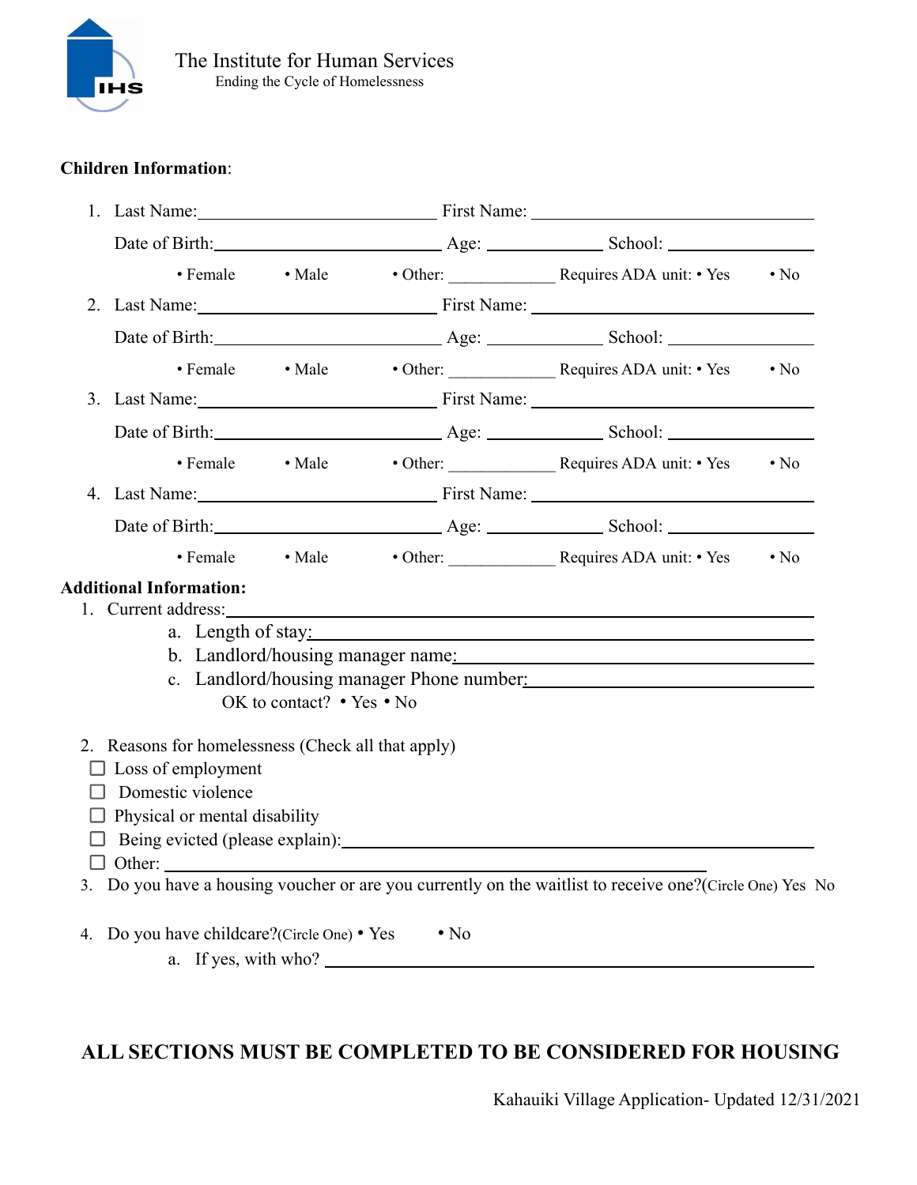The Institute for Human Services
Ending the Cycle of Homelessness

**Children Information**:

1. Last Name:\_\_\_\_\_\_\_\_\_\_\_\_\_\_\_\_\_\_\_\_\_\_\_\_ First Name: \_\_\_\_\_\_\_\_\_\_\_\_\_\_\_\_\_\_\_\_\_\_\_\_\_\_\_\_

   Date of Birth:\_\_\_\_\_\_\_\_\_\_\_\_\_\_\_\_\_\_\_\_\_\_\_ Age: \_\_\_\_\_\_\_\_\_\_\_ School: \_\_\_\_\_\_\_\_\_\_\_\_\_\_

   • Female • Male • Other: \_\_\_\_\_\_\_\_\_\_\_ Requires ADA unit: • Yes • No

2. Last Name:\_\_\_\_\_\_\_\_\_\_\_\_\_\_\_\_\_\_\_\_\_\_\_\_ First Name: \_\_\_\_\_\_\_\_\_\_\_\_\_\_\_\_\_\_\_\_\_\_\_\_\_\_\_\_

   Date of Birth:\_\_\_\_\_\_\_\_\_\_\_\_\_\_\_\_\_\_\_\_\_\_\_ Age: \_\_\_\_\_\_\_\_\_\_\_ School: \_\_\_\_\_\_\_\_\_\_\_\_\_\_

   • Female • Male • Other: \_\_\_\_\_\_\_\_\_\_\_ Requires ADA unit: • Yes • No

3. Last Name:\_\_\_\_\_\_\_\_\_\_\_\_\_\_\_\_\_\_\_\_\_\_\_\_ First Name: \_\_\_\_\_\_\_\_\_\_\_\_\_\_\_\_\_\_\_\_\_\_\_\_\_\_\_\_

   Date of Birth:\_\_\_\_\_\_\_\_\_\_\_\_\_\_\_\_\_\_\_\_\_\_\_ Age: \_\_\_\_\_\_\_\_\_\_\_ School: \_\_\_\_\_\_\_\_\_\_\_\_\_\_

   • Female • Male • Other: \_\_\_\_\_\_\_\_\_\_\_ Requires ADA unit: • Yes • No

4. Last Name:\_\_\_\_\_\_\_\_\_\_\_\_\_\_\_\_\_\_\_\_\_\_\_\_ First Name: \_\_\_\_\_\_\_\_\_\_\_\_\_\_\_\_\_\_\_\_\_\_\_\_\_\_\_\_

   Date of Birth:\_\_\_\_\_\_\_\_\_\_\_\_\_\_\_\_\_\_\_\_\_\_\_ Age: \_\_\_\_\_\_\_\_\_\_\_ School: \_\_\_\_\_\_\_\_\_\_\_\_\_\_

   • Female • Male • Other: \_\_\_\_\_\_\_\_\_\_\_ Requires ADA unit: • Yes • No

**Additional Information:**

1. Current address:\_\_\_\_\_\_\_\_\_\_\_\_\_\_\_\_\_\_\_\_\_\_\_\_\_\_\_\_\_\_\_\_\_\_\_\_\_\_\_\_\_\_\_\_\_\_\_\_\_\_\_\_\_\_\_\_
   a. Length of stay:\_\_\_\_\_\_\_\_\_\_\_\_\_\_\_\_\_\_\_\_\_\_\_\_\_\_\_\_\_\_\_\_\_\_\_\_\_\_\_\_\_\_\_\_\_\_
   b. Landlord/housing manager name:\_\_\_\_\_\_\_\_\_\_\_\_\_\_\_\_\_\_\_\_\_\_\_\_\_\_\_\_\_\_\_\_
   c. Landlord/housing manager Phone number:\_\_\_\_\_\_\_\_\_\_\_\_\_\_\_\_\_\_\_\_\_\_\_\_\_\_
      OK to contact? • Yes • No

2. Reasons for homelessness (Check all that apply)
   - ☐ Loss of employment
   - ☐ Domestic violence
   - ☐ Physical or mental disability
   - ☐ Being evicted (please explain):\_\_\_\_\_\_\_\_\_\_\_\_\_\_\_\_\_\_\_\_\_\_\_\_\_\_\_\_\_\_\_\_\_\_\_\_\_\_\_\_\_\_
   - ☐ Other: \_\_\_\_\_\_\_\_\_\_\_\_\_\_\_\_\_\_\_\_\_\_\_\_\_\_\_\_\_\_\_\_\_\_\_\_\_\_\_\_\_\_\_\_\_\_\_\_\_\_\_\_

3. Do you have a housing voucher or are you currently on the waitlist to receive one?(Circle One) Yes No

4. Do you have childcare?(Circle One) • Yes • No
   a. If yes, with who? \_\_\_\_\_\_\_\_\_\_\_\_\_\_\_\_\_\_\_\_\_\_\_\_\_\_\_\_\_\_\_\_\_\_\_\_\_\_\_\_\_\_\_\_\_\_\_\_

**ALL SECTIONS MUST BE COMPLETED TO BE CONSIDERED FOR HOUSING**

Kahauiki Village Application- Updated 12/31/2021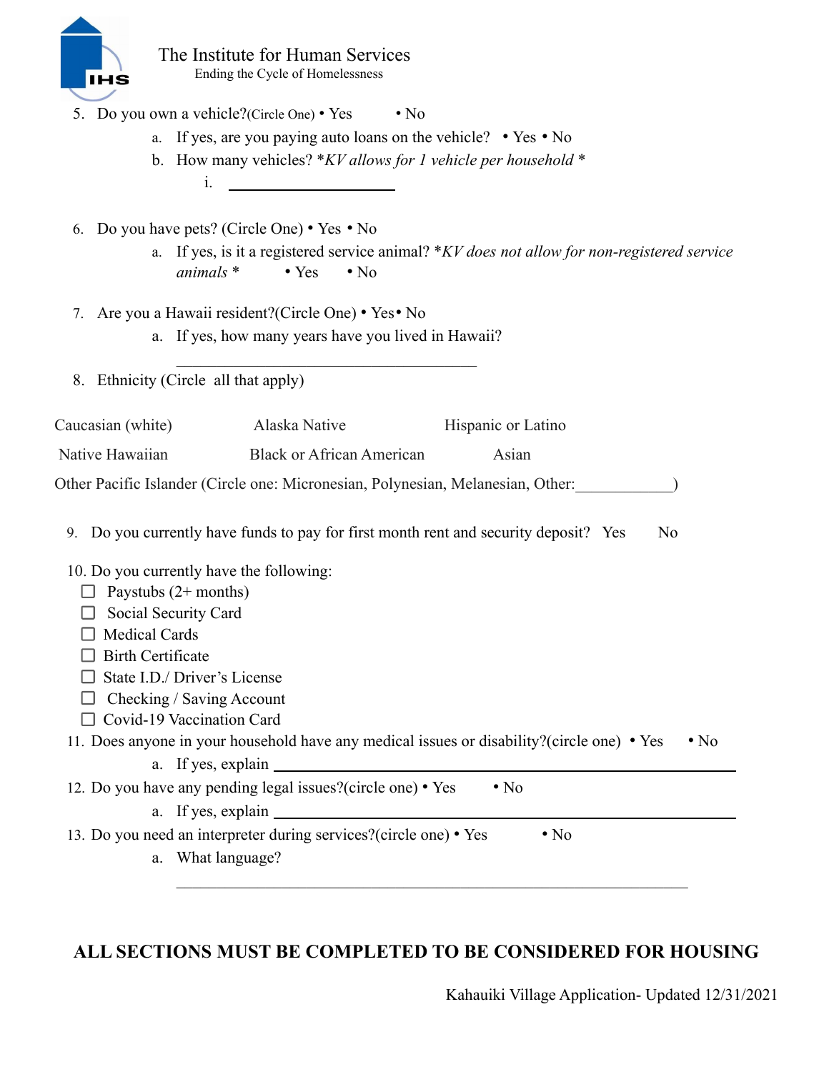The Institute for Human Services
Ending the Cycle of Homelessness

5. Do you own a vehicle?(Circle One) • Yes • No
   a. If yes, are you paying auto loans on the vehicle? • Yes • No
   b. How many vehicles? **KV allows for 1 vehicle per household* *
      i. ____________________

6. Do you have pets? (Circle One) • Yes • No
   a. If yes, is it a registered service animal? **KV does not allow for non-registered service animals* * • Yes • No

7. Are you a Hawaii resident?(Circle One) • Yes • No
   a. If yes, how many years have you lived in Hawaii?

   ________________________________

8. Ethnicity (Circle all that apply)

| | | |
|---|---|---|
| Caucasian (white) | Alaska Native | Hispanic or Latino |
| Native Hawaiian | Black or African American | Asian |

Other Pacific Islander (Circle one: Micronesian, Polynesian, Melanesian, Other:____________)

9. Do you currently have funds to pay for first month rent and security deposit? Yes No

10. Do you currently have the following:
- ☐ Paystubs (2+ months)
- ☐ Social Security Card
- ☐ Medical Cards
- ☐ Birth Certificate
- ☐ State I.D./ Driver's License
- ☐ Checking / Saving Account
- ☐ Covid-19 Vaccination Card

11. Does anyone in your household have any medical issues or disability?(circle one) • Yes • No
    a. If yes, explain ________________________________

12. Do you have any pending legal issues?(circle one) • Yes • No
    a. If yes, explain ________________________________

13. Do you need an interpreter during services?(circle one) • Yes • No
    a. What language?

    ________________________________

**ALL SECTIONS MUST BE COMPLETED TO BE CONSIDERED FOR HOUSING**

Kahauiki Village Application- Updated 12/31/2021